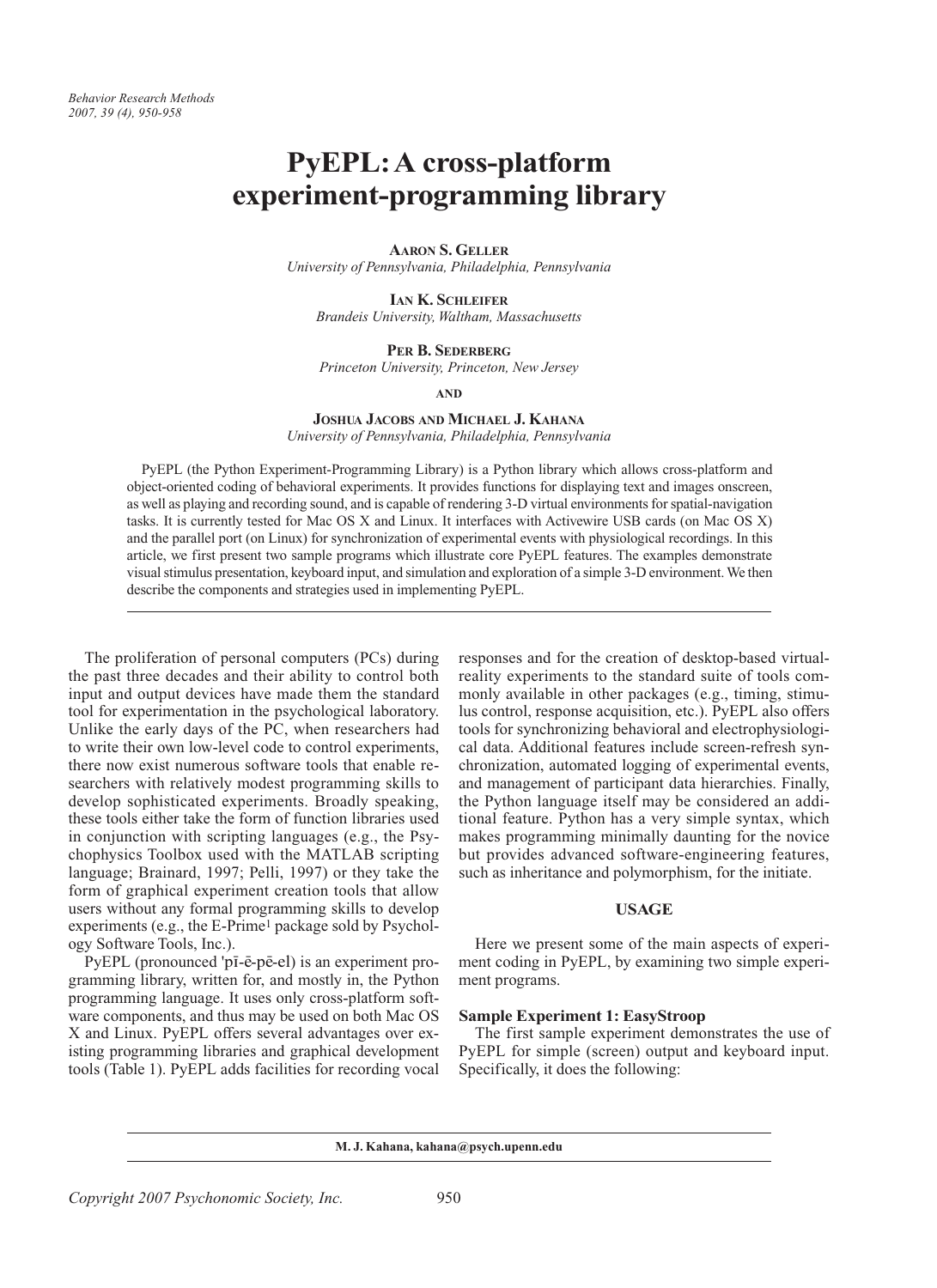# PyEPL: A cross-platform experiment-programming library

**AARON S. GELLER**
*University of Pennsylvania, Philadelphia, Pennsylvania*

**IAN K. SCHLEIFER**
*Brandeis University, Waltham, Massachusetts*

**PER B. SEDERBERG**
*Princeton University, Princeton, New Jersey*

**AND**

**JOSHUA JACOBS AND MICHAEL J. KAHANA**
*University of Pennsylvania, Philadelphia, Pennsylvania*

PyEPL (the Python Experiment-Programming Library) is a Python library which allows cross-platform and object-oriented coding of behavioral experiments. It provides functions for displaying text and images onscreen, as well as playing and recording sound, and is capable of rendering 3-D virtual environments for spatial-navigation tasks. It is currently tested for Mac OS X and Linux. It interfaces with Activewire USB cards (on Mac OS X) and the parallel port (on Linux) for synchronization of experimental events with physiological recordings. In this article, we first present two sample programs which illustrate core PyEPL features. The examples demonstrate visual stimulus presentation, keyboard input, and simulation and exploration of a simple 3-D environment. We then describe the components and strategies used in implementing PyEPL.

The proliferation of personal computers (PCs) during the past three decades and their ability to control both input and output devices have made them the standard tool for experimentation in the psychological laboratory. Unlike the early days of the PC, when researchers had to write their own low-level code to control experiments, there now exist numerous software tools that enable researchers with relatively modest programming skills to develop sophisticated experiments. Broadly speaking, these tools either take the form of function libraries used in conjunction with scripting languages (e.g., the Psychophysics Toolbox used with the MATLAB scripting language; Brainard, 1997; Pelli, 1997) or they take the form of graphical experiment creation tools that allow users without any formal programming skills to develop experiments (e.g., the E-Prime[1] package sold by Psychology Software Tools, Inc.).

PyEPL (pronounced 'pī-ē-pē-el) is an experiment programming library, written for, and mostly in, the Python programming language. It uses only cross-platform software components, and thus may be used on both Mac OS X and Linux. PyEPL offers several advantages over existing programming libraries and graphical development tools (Table 1). PyEPL adds facilities for recording vocal responses and for the creation of desktop-based virtual-reality experiments to the standard suite of tools commonly available in other packages (e.g., timing, stimulus control, response acquisition, etc.). PyEPL also offers tools for synchronizing behavioral and electrophysiological data. Additional features include screen-refresh synchronization, automated logging of experimental events, and management of participant data hierarchies. Finally, the Python language itself may be considered an additional feature. Python has a very simple syntax, which makes programming minimally daunting for the novice but provides advanced software-engineering features, such as inheritance and polymorphism, for the initiate.

## USAGE

Here we present some of the main aspects of experiment coding in PyEPL, by examining two simple experiment programs.

### Sample Experiment 1: EasyStroop

The first sample experiment demonstrates the use of PyEPL for simple (screen) output and keyboard input. Specifically, it does the following:

**M. J. Kahana, kahana@psych.upenn.edu**

*Copyright 2007 Psychonomic Society, Inc.*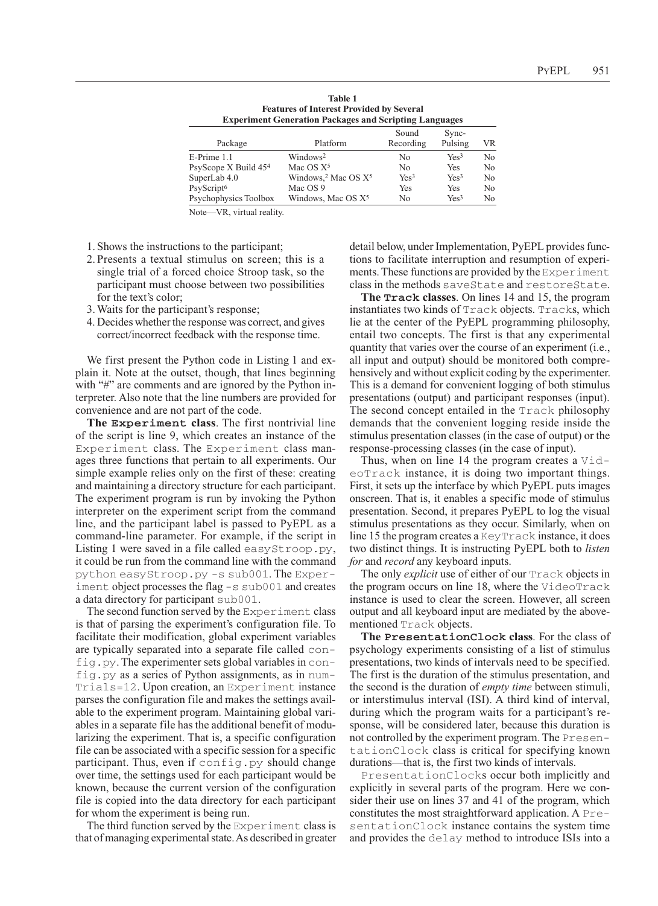**Table 1**
**Features of Interest Provided by Several Experiment Generation Packages and Scripting Languages**

| Package | Platform | Sound Recording | Sync-Pulsing | VR |
|---|---|---|---|---|
| E-Prime 1.1 | Windows[2] | No | Yes[3] | No |
| PsyScope X Build 45[4] | Mac OS X[5] | No | Yes | No |
| SuperLab 4.0 | Windows,[2] Mac OS X[5] | Yes[3] | Yes[3] | No |
| PsyScript[6] | Mac OS 9 | Yes | Yes | No |
| Psychophysics Toolbox | Windows, Mac OS X[5] | No | Yes[3] | No |

Note—VR, virtual reality.

1. Shows the instructions to the participant;
2. Presents a textual stimulus on screen; this is a single trial of a forced choice Stroop task, so the participant must choose between two possibilities for the text's color;
3. Waits for the participant's response;
4. Decides whether the response was correct, and gives correct/incorrect feedback with the response time.

We first present the Python code in Listing 1 and explain it. Note at the outset, though, that lines beginning with "#" are comments and are ignored by the Python interpreter. Also note that the line numbers are provided for convenience and are not part of the code.

**The `Experiment` class**. The first nontrivial line of the script is line 9, which creates an instance of the `Experiment` class. The `Experiment` class manages three functions that pertain to all experiments. Our simple example relies only on the first of these: creating and maintaining a directory structure for each participant. The experiment program is run by invoking the Python interpreter on the experiment script from the command line, and the participant label is passed to PyEPL as a command-line parameter. For example, if the script in Listing 1 were saved in a file called `easyStroop.py`, it could be run from the command line with the command `python easyStroop.py -s sub001`. The `Experiment` object processes the flag `-s sub001` and creates a data directory for participant `sub001`.

The second function served by the `Experiment` class is that of parsing the experiment's configuration file. To facilitate their modification, global experiment variables are typically separated into a separate file called `config.py`. The experimenter sets global variables in `config.py` as a series of Python assignments, as in `numTrials=12`. Upon creation, an `Experiment` instance parses the configuration file and makes the settings available to the experiment program. Maintaining global variables in a separate file has the additional benefit of modularizing the experiment. That is, a specific configuration file can be associated with a specific session for a specific participant. Thus, even if `config.py` should change over time, the settings used for each participant would be known, because the current version of the configuration file is copied into the data directory for each participant for whom the experiment is being run.

The third function served by the `Experiment` class is that of managing experimental state. As described in greater detail below, under Implementation, PyEPL provides functions to facilitate interruption and resumption of experiments. These functions are provided by the `Experiment` class in the methods `saveState` and `restoreState`.

**The `Track` classes**. On lines 14 and 15, the program instantiates two kinds of `Track` objects. `Track`s, which lie at the center of the PyEPL programming philosophy, entail two concepts. The first is that any experimental quantity that varies over the course of an experiment (i.e., all input and output) should be monitored both comprehensively and without explicit coding by the experimenter. This is a demand for convenient logging of both stimulus presentations (output) and participant responses (input). The second concept entailed in the `Track` philosophy demands that the convenient logging reside inside the stimulus presentation classes (in the case of output) or the response-processing classes (in the case of input).

Thus, when on line 14 the program creates a `VideoTrack` instance, it is doing two important things. First, it sets up the interface by which PyEPL puts images onscreen. That is, it enables a specific mode of stimulus presentation. Second, it prepares PyEPL to log the visual stimulus presentations as they occur. Similarly, when on line 15 the program creates a `KeyTrack` instance, it does two distinct things. It is instructing PyEPL both to *listen for* and *record* any keyboard inputs.

The only *explicit* use of either of our `Track` objects in the program occurs on line 18, where the `VideoTrack` instance is used to clear the screen. However, all screen output and all keyboard input are mediated by the above-mentioned `Track` objects.

**The `PresentationClock` class**. For the class of psychology experiments consisting of a list of stimulus presentations, two kinds of intervals need to be specified. The first is the duration of the stimulus presentation, and the second is the duration of *empty time* between stimuli, or interstimulus interval (ISI). A third kind of interval, during which the program waits for a participant's response, will be considered later, because this duration is not controlled by the experiment program. The `PresentationClock` class is critical for specifying known durations—that is, the first two kinds of intervals.

`PresentationClock`s occur both implicitly and explicitly in several parts of the program. Here we consider their use on lines 37 and 41 of the program, which constitutes the most straightforward application. A `PresentationClock` instance contains the system time and provides the `delay` method to introduce ISIs into a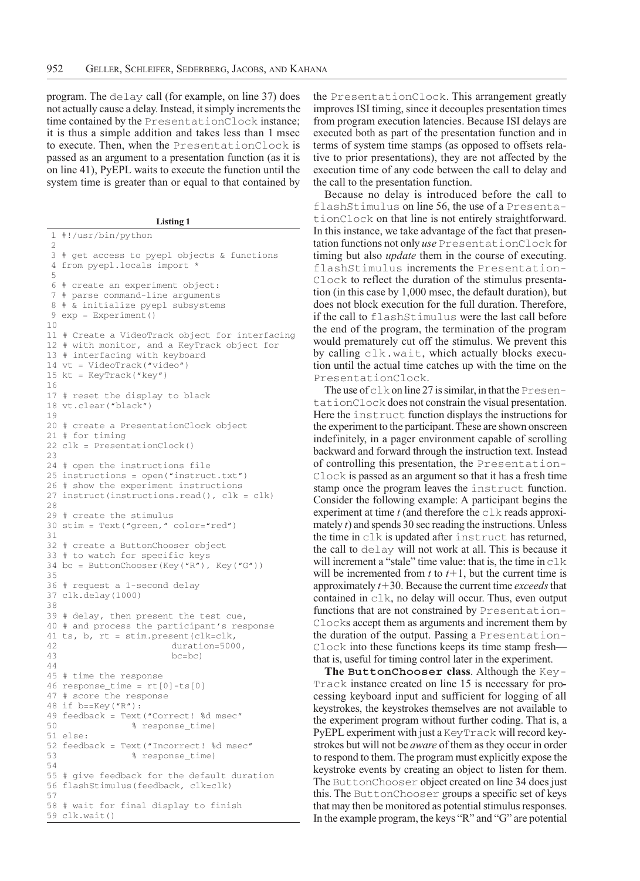program. The `delay` call (for example, on line 37) does not actually cause a delay. Instead, it simply increments the time contained by the `PresentationClock` instance; it is thus a simple addition and takes less than 1 msec to execute. Then, when the `PresentationClock` is passed as an argument to a presentation function (as it is on line 41), PyEPL waits to execute the function until the system time is greater than or equal to that contained by the `PresentationClock`. This arrangement greatly improves ISI timing, since it decouples presentation times from program execution latencies. Because ISI delays are executed both as part of the presentation function and in terms of system time stamps (as opposed to offsets relative to prior presentations), they are not affected by the execution time of any code between the call to delay and the call to the presentation function.

**Listing 1**

```
1 #!/usr/bin/python
2
3 # get access to pyepl objects & functions
4 from pyepl.locals import *
5
6 # create an experiment object:
7 # parse command-line arguments
8 # & initialize pyepl subsystems
9 exp = Experiment()
10
11 # Create a VideoTrack object for interfacing
12 # with monitor, and a KeyTrack object for
13 # interfacing with keyboard
14 vt = VideoTrack("video")
15 kt = KeyTrack("key")
16
17 # reset the display to black
18 vt.clear("black")
19
20 # create a PresentationClock object
21 # for timing
22 clk = PresentationClock()
23
24 # open the instructions file
25 instructions = open("instruct.txt")
26 # show the experiment instructions
27 instruct(instructions.read(), clk = clk)
28
29 # create the stimulus
30 stim = Text("green," color="red")
31
32 # create a ButtonChooser object
33 # to watch for specific keys
34 bc = ButtonChooser(Key("R"), Key("G"))
35
36 # request a 1-second delay
37 clk.delay(1000)
38
39 # delay, then present the test cue,
40 # and process the participant's response
41 ts, b, rt = stim.present(clk=clk,
42                          duration=5000,
43                          bc=bc)
44
45 # time the response
46 response_time = rt[0]-ts[0]
47 # score the response
48 if b==Key("R"):
49 feedback = Text("Correct! %d msec"
50                % response_time)
51 else:
52 feedback = Text("Incorrect! %d msec"
53                % response_time)
54
55 # give feedback for the default duration
56 flashStimulus(feedback, clk=clk)
57
58 # wait for final display to finish
59 clk.wait()
```

Because no delay is introduced before the call to `flashStimulus` on line 56, the use of a `PresentationClock` on that line is not entirely straightforward. In this instance, we take advantage of the fact that presentation functions not only *use* `PresentationClock` for timing but also *update* them in the course of executing. `flashStimulus` increments the `PresentationClock` to reflect the duration of the stimulus presentation (in this case by 1,000 msec, the default duration), but does not block execution for the full duration. Therefore, if the call to `flashStimulus` were the last call before the end of the program, the termination of the program would prematurely cut off the stimulus. We prevent this by calling `clk.wait`, which actually blocks execution until the actual time catches up with the time on the `PresentationClock`.

The use of `clk` on line 27 is similar, in that the `PresentationClock` does not constrain the visual presentation. Here the `instruct` function displays the instructions for the experiment to the participant. These are shown onscreen indefinitely, in a pager environment capable of scrolling backward and forward through the instruction text. Instead of controlling this presentation, the `PresentationClock` is passed as an argument so that it has a fresh time stamp once the program leaves the `instruct` function. Consider the following example: A participant begins the experiment at time $t$ (and therefore the `clk` reads approximately $t$) and spends 30 sec reading the instructions. Unless the time in `clk` is updated after `instruct` has returned, the call to `delay` will not work at all. This is because it will increment a "stale" time value: that is, the time in `clk` will be incremented from $t$ to $t+1$, but the current time is approximately $t+30$. Because the current time *exceeds* that contained in `clk`, no delay will occur. Thus, even output functions that are not constrained by `PresentationClock`s accept them as arguments and increment them by the duration of the output. Passing a `PresentationClock` into these functions keeps its time stamp fresh—that is, useful for timing control later in the experiment.

**The `ButtonChooser` class**. Although the `KeyTrack` instance created on line 15 is necessary for processing keyboard input and sufficient for logging of all keystrokes, the keystrokes themselves are not available to the experiment program without further coding. That is, a PyEPL experiment with just a `KeyTrack` will record keystrokes but will not be *aware* of them as they occur in order to respond to them. The program must explicitly expose the keystroke events by creating an object to listen for them. The `ButtonChooser` object created on line 34 does just this. The `ButtonChooser` groups a specific set of keys that may then be monitored as potential stimulus responses. In the example program, the keys "R" and "G" are potential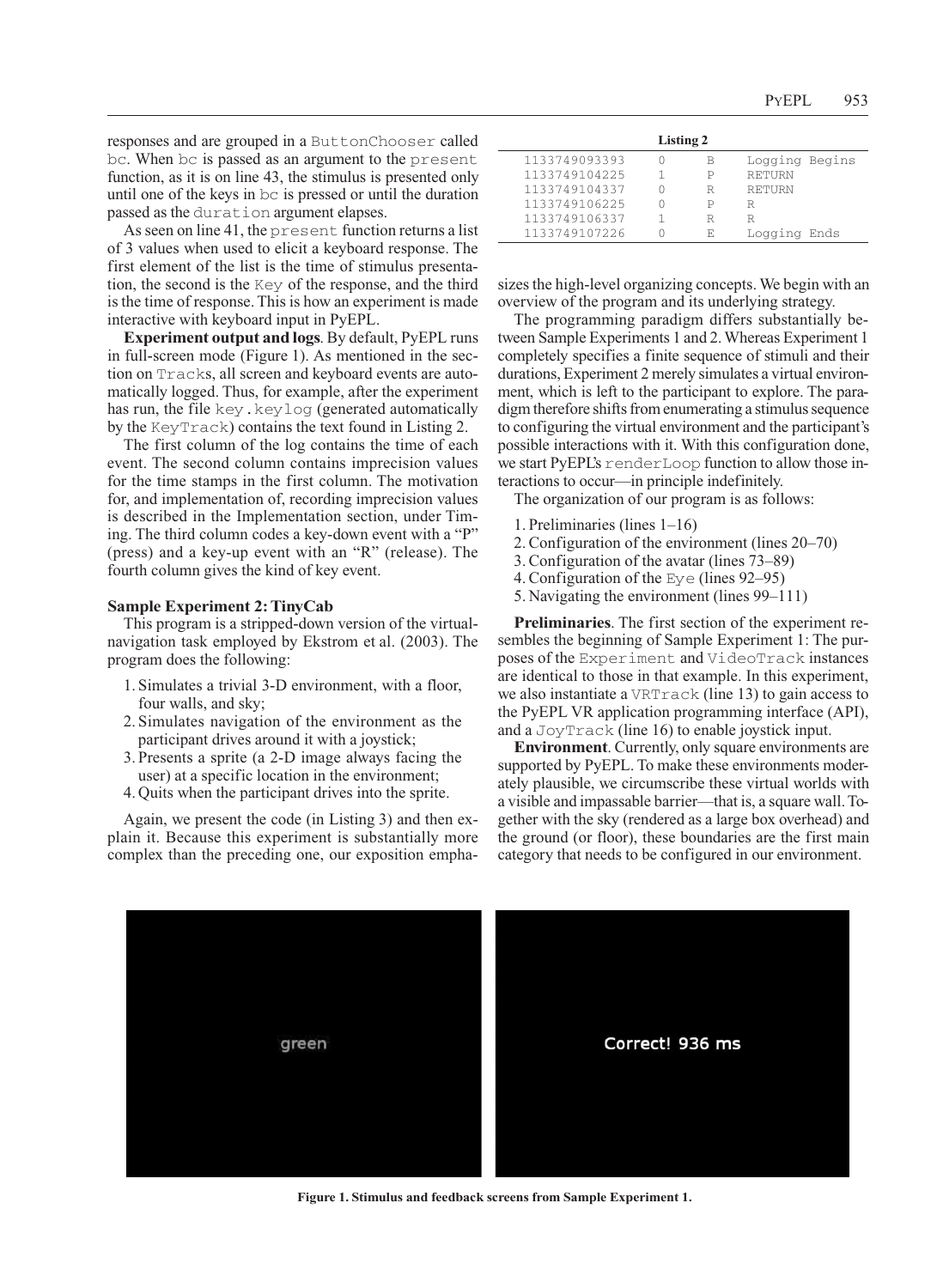responses and are grouped in a `ButtonChooser` called `bc`. When `bc` is passed as an argument to the `present` function, as it is on line 43, the stimulus is presented only until one of the keys in `bc` is pressed or until the duration passed as the `duration` argument elapses.

As seen on line 41, the `present` function returns a list of 3 values when used to elicit a keyboard response. The first element of the list is the time of stimulus presentation, the second is the `Key` of the response, and the third is the time of response. This is how an experiment is made interactive with keyboard input in PyEPL.

**Experiment output and logs**. By default, PyEPL runs in full-screen mode (Figure 1). As mentioned in the section on `Track`s, all screen and keyboard events are automatically logged. Thus, for example, after the experiment has run, the file `key.keylog` (generated automatically by the `KeyTrack`) contains the text found in Listing 2.

**Listing 2**

```
1133749093393    0    B    Logging Begins
1133749104225    1    P    RETURN
1133749104337    0    R    RETURN
1133749106225    0    P    R
1133749106337    1    R    R
1133749107226    0    E    Logging Ends
```

The first column of the log contains the time of each event. The second column contains imprecision values for the time stamps in the first column. The motivation for, and implementation of, recording imprecision values is described in the Implementation section, under Timing. The third column codes a key-down event with a "P" (press) and a key-up event with an "R" (release). The fourth column gives the kind of key event.

### Sample Experiment 2: TinyCab

This program is a stripped-down version of the virtual-navigation task employed by Ekstrom et al. (2003). The program does the following:

1. Simulates a trivial 3-D environment, with a floor, four walls, and sky;
2. Simulates navigation of the environment as the participant drives around it with a joystick;
3. Presents a sprite (a 2-D image always facing the user) at a specific location in the environment;
4. Quits when the participant drives into the sprite.

Again, we present the code (in Listing 3) and then explain it. Because this experiment is substantially more complex than the preceding one, our exposition emphasizes the high-level organizing concepts. We begin with an overview of the program and its underlying strategy.

The programming paradigm differs substantially between Sample Experiments 1 and 2. Whereas Experiment 1 completely specifies a finite sequence of stimuli and their durations, Experiment 2 merely simulates a virtual environment, which is left to the participant to explore. The paradigm therefore shifts from enumerating a stimulus sequence to configuring the virtual environment and the participant's possible interactions with it. With this configuration done, we start PyEPL's `renderLoop` function to allow those interactions to occur—in principle indefinitely.

The organization of our program is as follows:

1. Preliminaries (lines 1–16)
2. Configuration of the environment (lines 20–70)
3. Configuration of the avatar (lines 73–89)
4. Configuration of the `Eye` (lines 92–95)
5. Navigating the environment (lines 99–111)

**Preliminaries**. The first section of the experiment resembles the beginning of Sample Experiment 1: The purposes of the `Experiment` and `VideoTrack` instances are identical to those in that example. In this experiment, we also instantiate a `VRTrack` (line 13) to gain access to the PyEPL VR application programming interface (API), and a `JoyTrack` (line 16) to enable joystick input.

**Environment**. Currently, only square environments are supported by PyEPL. To make these environments moderately plausible, we circumscribe these virtual worlds with a visible and impassable barrier—that is, a square wall. Together with the sky (rendered as a large box overhead) and the ground (or floor), these boundaries are the first main category that needs to be configured in our environment.

green

Correct! 936 ms

**Figure 1. Stimulus and feedback screens from Sample Experiment 1.**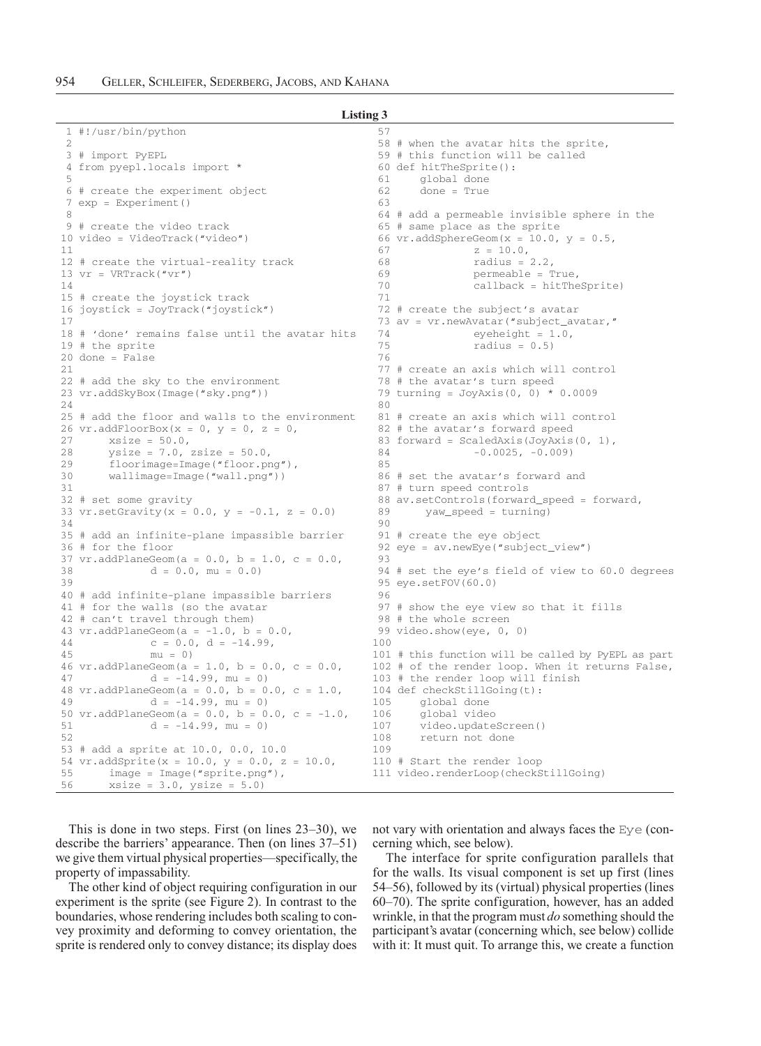**Listing 3**

```
1 #!/usr/bin/python
2
3 # import PyEPL
4 from pyepl.locals import *
5
6 # create the experiment object
7 exp = Experiment()
8
9 # create the video track
10 video = VideoTrack("video")
11
12 # create the virtual-reality track
13 vr = VRTrack("vr")
14
15 # create the joystick track
16 joystick = JoyTrack("joystick")
17
18 # 'done' remains false until the avatar hits
19 # the sprite
20 done = False
21
22 # add the sky to the environment
23 vr.addSkyBox(Image("sky.png"))
24
25 # add the floor and walls to the environment
26 vr.addFloorBox(x = 0, y = 0, z = 0,
27      xsize = 50.0,
28      ysize = 7.0, zsize = 50.0,
29      floorimage=Image("floor.png"),
30      wallimage=Image("wall.png"))
31
32 # set some gravity
33 vr.setGravity(x = 0.0, y = -0.1, z = 0.0)
34
35 # add an infinite-plane impassible barrier
36 # for the floor
37 vr.addPlaneGeom(a = 0.0, b = 1.0, c = 0.0,
38             d = 0.0, mu = 0.0)
39
40 # add infinite-plane impassible barriers
41 # for the walls (so the avatar
42 # can't travel through them)
43 vr.addPlaneGeom(a = -1.0, b = 0.0,
44             c = 0.0, d = -14.99,
45             mu = 0)
46 vr.addPlaneGeom(a = 1.0, b = 0.0, c = 0.0,
47             d = -14.99, mu = 0)
48 vr.addPlaneGeom(a = 0.0, b = 0.0, c = 1.0,
49             d = -14.99, mu = 0)
50 vr.addPlaneGeom(a = 0.0, b = 0.0, c = -1.0,
51             d = -14.99, mu = 0)
52
53 # add a sprite at 10.0, 0.0, 10.0
54 vr.addSprite(x = 10.0, y = 0.0, z = 10.0,
55      image = Image("sprite.png"),
56      xsize = 3.0, ysize = 5.0)
57
58 # when the avatar hits the sprite,
59 # this function will be called
60 def hitTheSprite():
61     global done
62     done = True
63
64 # add a permeable invisible sphere in the
65 # same place as the sprite
66 vr.addSphereGeom(x = 10.0, y = 0.5,
67             z = 10.0,
68             radius = 2.2,
69             permeable = True,
70             callback = hitTheSprite)
71
72 # create the subject's avatar
73 av = vr.newAvatar("subject_avatar,"
74             eyeheight = 1.0,
75             radius = 0.5)
76
77 # create an axis which will control
78 # the avatar's turn speed
79 turning = JoyAxis(0, 0) * 0.0009
80
81 # create an axis which will control
82 # the avatar's forward speed
83 forward = ScaledAxis(JoyAxis(0, 1),
84             -0.0025, -0.009)
85
86 # set the avatar's forward and
87 # turn speed controls
88 av.setControls(forward_speed = forward,
89      yaw_speed = turning)
90
91 # create the eye object
92 eye = av.newEye("subject_view")
93
94 # set the eye's field of view to 60.0 degrees
95 eye.setFOV(60.0)
96
97 # show the eye view so that it fills
98 # the whole screen
99 video.show(eye, 0, 0)
100
101 # this function will be called by PyEPL as part
102 # of the render loop. When it returns False,
103 # the render loop will finish
104 def checkStillGoing(t):
105     global done
106     global video
107     video.updateScreen()
108     return not done
109
110 # Start the render loop
111 video.renderLoop(checkStillGoing)
```

This is done in two steps. First (on lines 23–30), we describe the barriers' appearance. Then (on lines 37–51) we give them virtual physical properties—specifically, the property of impassability.

The other kind of object requiring configuration in our experiment is the sprite (see Figure 2). In contrast to the boundaries, whose rendering includes both scaling to convey proximity and deforming to convey orientation, the sprite is rendered only to convey distance; its display does not vary with orientation and always faces the `Eye` (concerning which, see below).

The interface for sprite configuration parallels that for the walls. Its visual component is set up first (lines 54–56), followed by its (virtual) physical properties (lines 60–70). The sprite configuration, however, has an added wrinkle, in that the program must *do* something should the participant's avatar (concerning which, see below) collide with it: It must quit. To arrange this, we create a function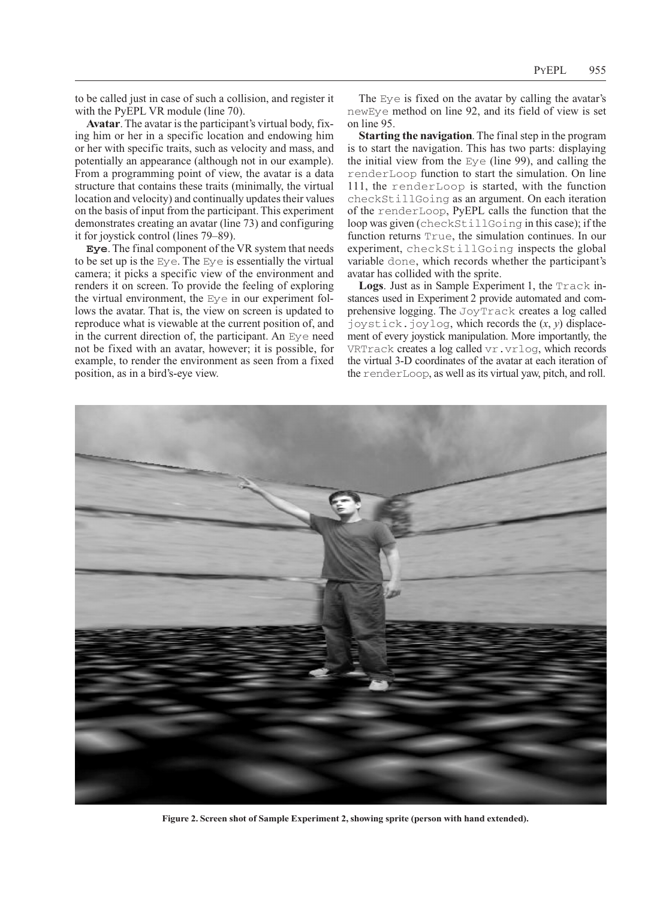to be called just in case of such a collision, and register it with the PyEPL VR module (line 70).

**Avatar**. The avatar is the participant's virtual body, fixing him or her in a specific location and endowing him or her with specific traits, such as velocity and mass, and potentially an appearance (although not in our example). From a programming point of view, the avatar is a data structure that contains these traits (minimally, the virtual location and velocity) and continually updates their values on the basis of input from the participant. This experiment demonstrates creating an avatar (line 73) and configuring it for joystick control (lines 79–89).

**`Eye`**. The final component of the VR system that needs to be set up is the `Eye`. The `Eye` is essentially the virtual camera; it picks a specific view of the environment and renders it on screen. To provide the feeling of exploring the virtual environment, the `Eye` in our experiment follows the avatar. That is, the view on screen is updated to reproduce what is viewable at the current position of, and in the current direction of, the participant. An `Eye` need not be fixed with an avatar, however; it is possible, for example, to render the environment as seen from a fixed position, as in a bird's-eye view.

The `Eye` is fixed on the avatar by calling the avatar's `newEye` method on line 92, and its field of view is set on line 95.

**Starting the navigation**. The final step in the program is to start the navigation. This has two parts: displaying the initial view from the `Eye` (line 99), and calling the `renderLoop` function to start the simulation. On line 111, the `renderLoop` is started, with the function `checkStillGoing` as an argument. On each iteration of the `renderLoop`, PyEPL calls the function that the loop was given (`checkStillGoing` in this case); if the function returns `True`, the simulation continues. In our experiment, `checkStillGoing` inspects the global variable `done`, which records whether the participant's avatar has collided with the sprite.

**Logs**. Just as in Sample Experiment 1, the `Track` instances used in Experiment 2 provide automated and comprehensive logging. The `JoyTrack` creates a log called `joystick.joylog`, which records the (*x*, *y*) displacement of every joystick manipulation. More importantly, the `VRTrack` creates a log called `vr.vrlog`, which records the virtual 3-D coordinates of the avatar at each iteration of the `renderLoop`, as well as its virtual yaw, pitch, and roll.

**Figure 2. Screen shot of Sample Experiment 2, showing sprite (person with hand extended).**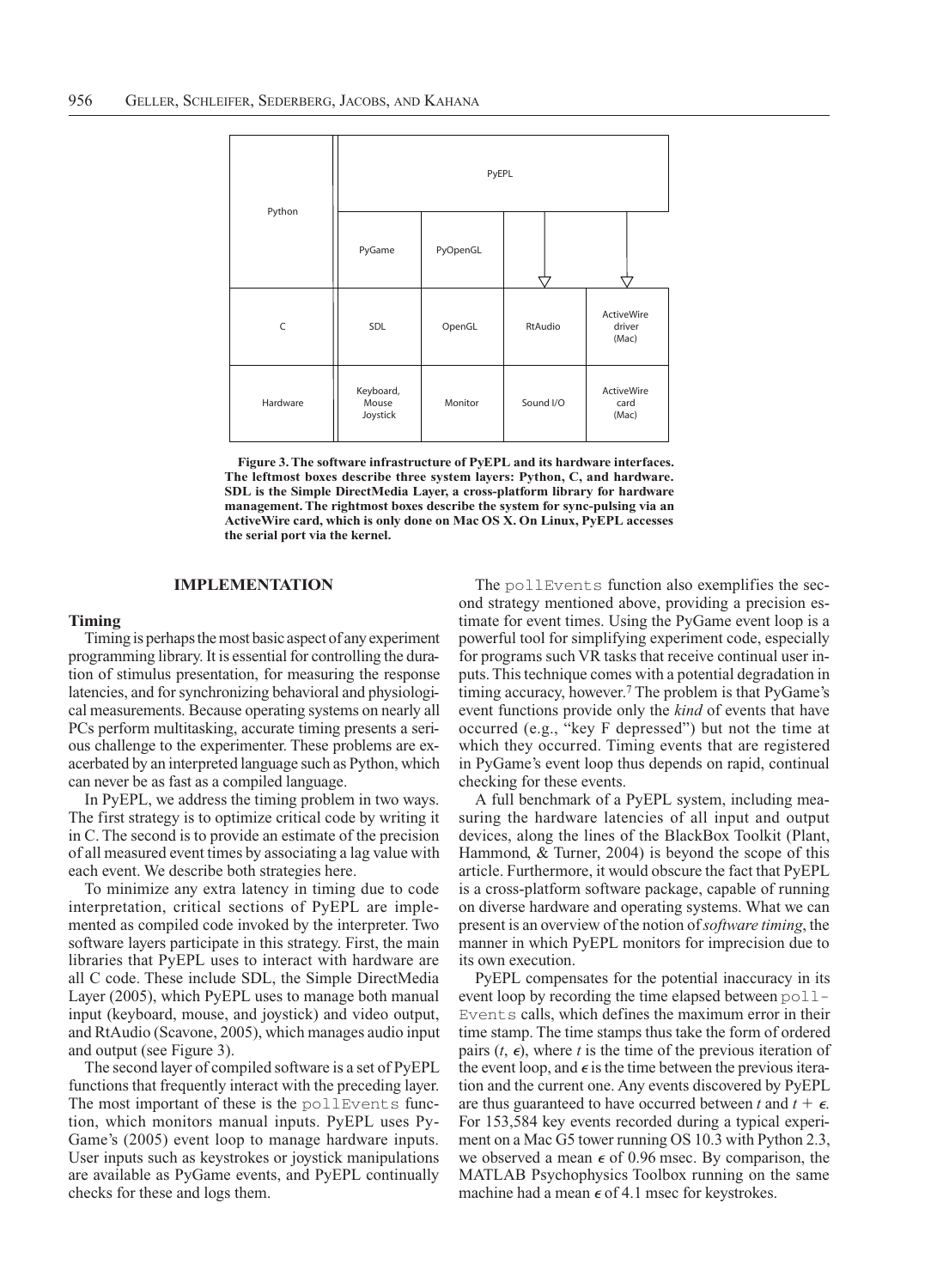Python

PyEPL

PyGame

PyOpenGL

C

SDL

OpenGL

RtAudio

ActiveWire driver (Mac)

Hardware

Keyboard, Mouse Joystick

Monitor

Sound I/O

ActiveWire card (Mac)

**Figure 3. The software infrastructure of PyEPL and its hardware interfaces. The leftmost boxes describe three system layers: Python, C, and hardware. SDL is the Simple DirectMedia Layer, a cross-platform library for hardware management. The rightmost boxes describe the system for sync-pulsing via an ActiveWire card, which is only done on Mac OS X. On Linux, PyEPL accesses the serial port via the kernel.**

## IMPLEMENTATION

### Timing

Timing is perhaps the most basic aspect of any experiment programming library. It is essential for controlling the duration of stimulus presentation, for measuring the response latencies, and for synchronizing behavioral and physiological measurements. Because operating systems on nearly all PCs perform multitasking, accurate timing presents a serious challenge to the experimenter. These problems are exacerbated by an interpreted language such as Python, which can never be as fast as a compiled language.

In PyEPL, we address the timing problem in two ways. The first strategy is to optimize critical code by writing it in C. The second is to provide an estimate of the precision of all measured event times by associating a lag value with each event. We describe both strategies here.

To minimize any extra latency in timing due to code interpretation, critical sections of PyEPL are implemented as compiled code invoked by the interpreter. Two software layers participate in this strategy. First, the main libraries that PyEPL uses to interact with hardware are all C code. These include SDL, the Simple DirectMedia Layer (2005), which PyEPL uses to manage both manual input (keyboard, mouse, and joystick) and video output, and RtAudio (Scavone, 2005), which manages audio input and output (see Figure 3).

The second layer of compiled software is a set of PyEPL functions that frequently interact with the preceding layer. The most important of these is the `pollEvents` function, which monitors manual inputs. PyEPL uses PyGame's (2005) event loop to manage hardware inputs. User inputs such as keystrokes or joystick manipulations are available as PyGame events, and PyEPL continually checks for these and logs them.

The `pollEvents` function also exemplifies the second strategy mentioned above, providing a precision estimate for event times. Using the PyGame event loop is a powerful tool for simplifying experiment code, especially for programs such VR tasks that receive continual user inputs. This technique comes with a potential degradation in timing accuracy, however.[7] The problem is that PyGame's event functions provide only the *kind* of events that have occurred (e.g., "key F depressed") but not the time at which they occurred. Timing events that are registered in PyGame's event loop thus depends on rapid, continual checking for these events.

A full benchmark of a PyEPL system, including measuring the hardware latencies of all input and output devices, along the lines of the BlackBox Toolkit (Plant, Hammond, & Turner, 2004) is beyond the scope of this article. Furthermore, it would obscure the fact that PyEPL is a cross-platform software package, capable of running on diverse hardware and operating systems. What we can present is an overview of the notion of *software timing*, the manner in which PyEPL monitors for imprecision due to its own execution.

PyEPL compensates for the potential inaccuracy in its event loop by recording the time elapsed between `pollEvents` calls, which defines the maximum error in their time stamp. The time stamps thus take the form of ordered pairs $(t, \epsilon)$, where $t$ is the time of the previous iteration of the event loop, and $\epsilon$ is the time between the previous iteration and the current one. Any events discovered by PyEPL are thus guaranteed to have occurred between $t$ and $t + \epsilon$. For 153,584 key events recorded during a typical experiment on a Mac G5 tower running OS 10.3 with Python 2.3, we observed a mean $\epsilon$ of 0.96 msec. By comparison, the MATLAB Psychophysics Toolbox running on the same machine had a mean $\epsilon$ of 4.1 msec for keystrokes.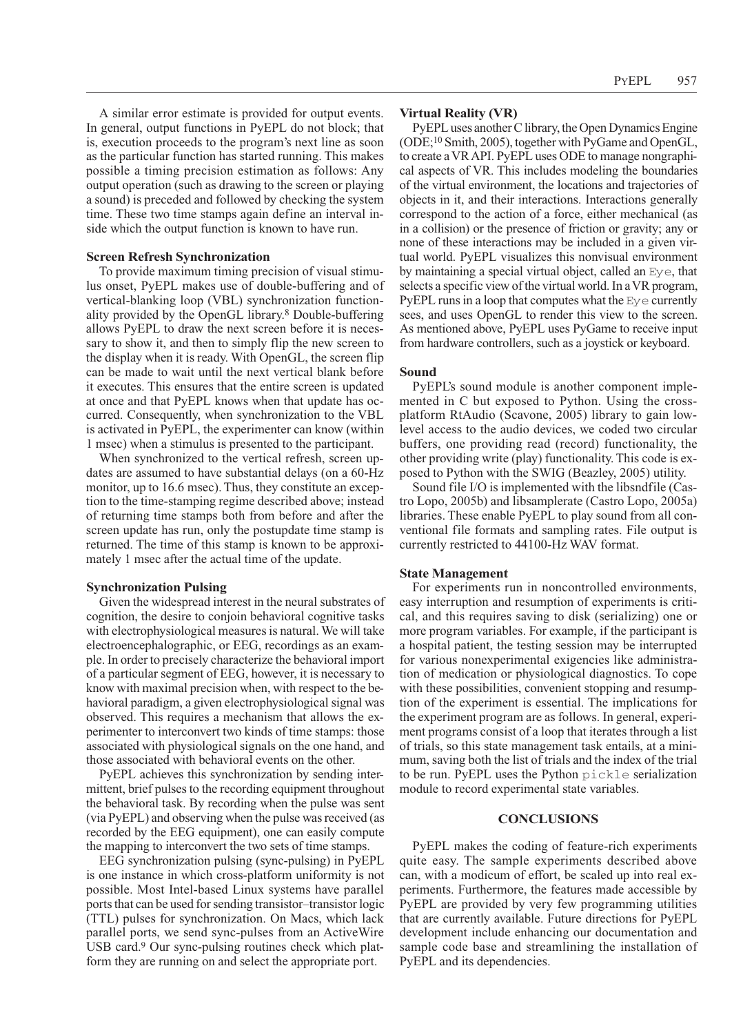A similar error estimate is provided for output events. In general, output functions in PyEPL do not block; that is, execution proceeds to the program's next line as soon as the particular function has started running. This makes possible a timing precision estimation as follows: Any output operation (such as drawing to the screen or playing a sound) is preceded and followed by checking the system time. These two time stamps again define an interval inside which the output function is known to have run.

**Screen Refresh Synchronization**

To provide maximum timing precision of visual stimulus onset, PyEPL makes use of double-buffering and of vertical-blanking loop (VBL) synchronization functionality provided by the OpenGL library.[8] Double-buffering allows PyEPL to draw the next screen before it is necessary to show it, and then to simply flip the new screen to the display when it is ready. With OpenGL, the screen flip can be made to wait until the next vertical blank before it executes. This ensures that the entire screen is updated at once and that PyEPL knows when that update has occurred. Consequently, when synchronization to the VBL is activated in PyEPL, the experimenter can know (within 1 msec) when a stimulus is presented to the participant.

When synchronized to the vertical refresh, screen updates are assumed to have substantial delays (on a 60-Hz monitor, up to 16.6 msec). Thus, they constitute an exception to the time-stamping regime described above; instead of returning time stamps both from before and after the screen update has run, only the postupdate time stamp is returned. The time of this stamp is known to be approximately 1 msec after the actual time of the update.

**Synchronization Pulsing**

Given the widespread interest in the neural substrates of cognition, the desire to conjoin behavioral cognitive tasks with electrophysiological measures is natural. We will take electroencephalographic, or EEG, recordings as an example. In order to precisely characterize the behavioral import of a particular segment of EEG, however, it is necessary to know with maximal precision when, with respect to the behavioral paradigm, a given electrophysiological signal was observed. This requires a mechanism that allows the experimenter to interconvert two kinds of time stamps: those associated with physiological signals on the one hand, and those associated with behavioral events on the other.

PyEPL achieves this synchronization by sending intermittent, brief pulses to the recording equipment throughout the behavioral task. By recording when the pulse was sent (via PyEPL) and observing when the pulse was received (as recorded by the EEG equipment), one can easily compute the mapping to interconvert the two sets of time stamps.

EEG synchronization pulsing (sync-pulsing) in PyEPL is one instance in which cross-platform uniformity is not possible. Most Intel-based Linux systems have parallel ports that can be used for sending transistor–transistor logic (TTL) pulses for synchronization. On Macs, which lack parallel ports, we send sync-pulses from an ActiveWire USB card.[9] Our sync-pulsing routines check which platform they are running on and select the appropriate port.

**Virtual Reality (VR)**

PyEPL uses another C library, the Open Dynamics Engine (ODE;[10] Smith, 2005), together with PyGame and OpenGL, to create a VR API. PyEPL uses ODE to manage nongraphical aspects of VR. This includes modeling the boundaries of the virtual environment, the locations and trajectories of objects in it, and their interactions. Interactions generally correspond to the action of a force, either mechanical (as in a collision) or the presence of friction or gravity; any or none of these interactions may be included in a given virtual world. PyEPL visualizes this nonvisual environment by maintaining a special virtual object, called an `Eye`, that selects a specific view of the virtual world. In a VR program, PyEPL runs in a loop that computes what the `Eye` currently sees, and uses OpenGL to render this view to the screen. As mentioned above, PyEPL uses PyGame to receive input from hardware controllers, such as a joystick or keyboard.

**Sound**

PyEPL's sound module is another component implemented in C but exposed to Python. Using the cross-platform RtAudio (Scavone, 2005) library to gain low-level access to the audio devices, we coded two circular buffers, one providing read (record) functionality, the other providing write (play) functionality. This code is exposed to Python with the SWIG (Beazley, 2005) utility.

Sound file I/O is implemented with the libsndfile (Castro Lopo, 2005b) and libsamplerate (Castro Lopo, 2005a) libraries. These enable PyEPL to play sound from all conventional file formats and sampling rates. File output is currently restricted to 44100-Hz WAV format.

**State Management**

For experiments run in noncontrolled environments, easy interruption and resumption of experiments is critical, and this requires saving to disk (serializing) one or more program variables. For example, if the participant is a hospital patient, the testing session may be interrupted for various nonexperimental exigencies like administration of medication or physiological diagnostics. To cope with these possibilities, convenient stopping and resumption of the experiment is essential. The implications for the experiment program are as follows. In general, experiment programs consist of a loop that iterates through a list of trials, so this state management task entails, at a minimum, saving both the list of trials and the index of the trial to be run. PyEPL uses the Python `pickle` serialization module to record experimental state variables.

## CONCLUSIONS

PyEPL makes the coding of feature-rich experiments quite easy. The sample experiments described above can, with a modicum of effort, be scaled up into real experiments. Furthermore, the features made accessible by PyEPL are provided by very few programming utilities that are currently available. Future directions for PyEPL development include enhancing our documentation and sample code base and streamlining the installation of PyEPL and its dependencies.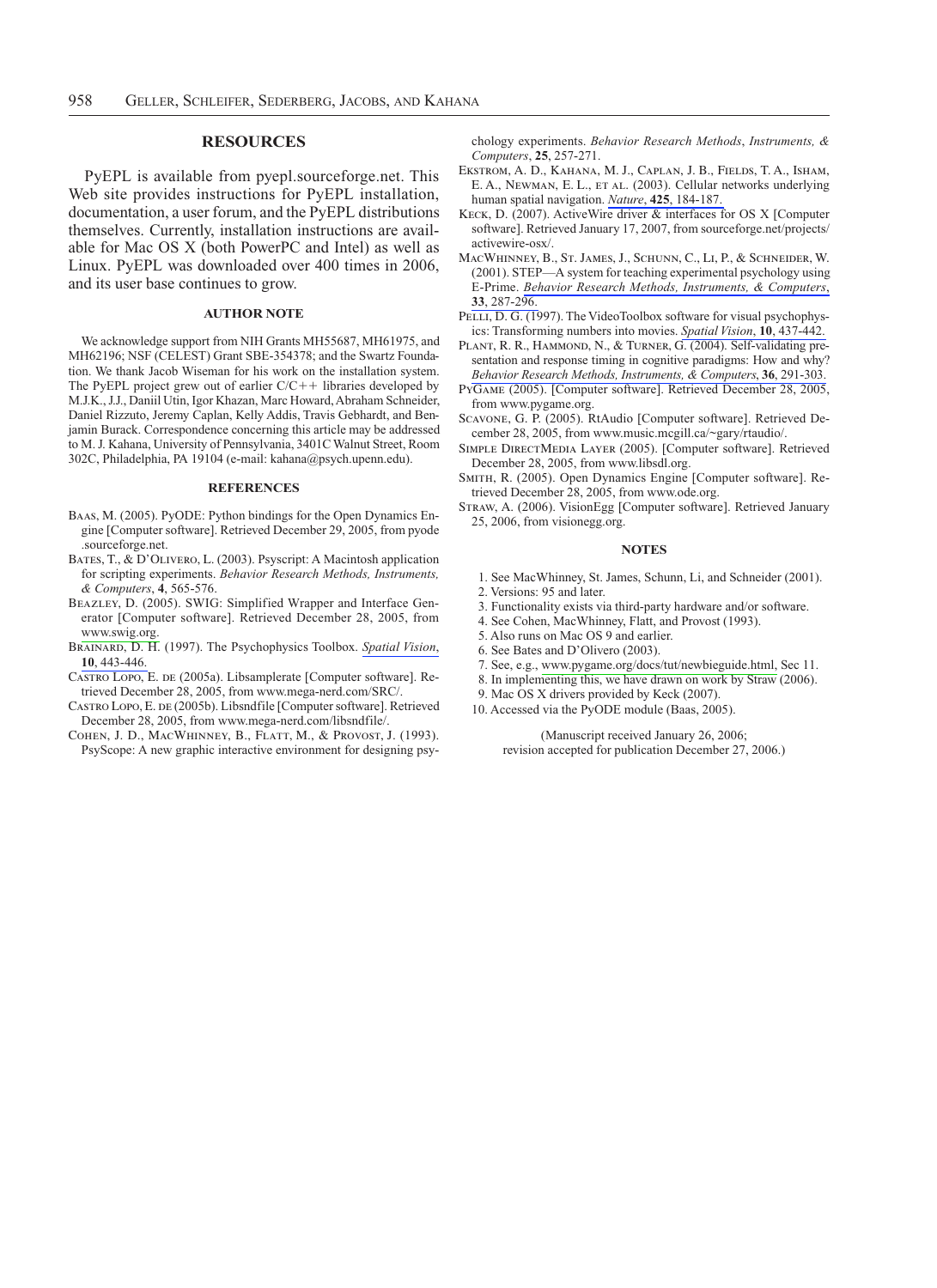## RESOURCES

PyEPL is available from pyepl.sourceforge.net. This Web site provides instructions for PyEPL installation, documentation, a user forum, and the PyEPL distributions themselves. Currently, installation instructions are available for Mac OS X (both PowerPC and Intel) as well as Linux. PyEPL was downloaded over 400 times in 2006, and its user base continues to grow.

### AUTHOR NOTE

We acknowledge support from NIH Grants MH55687, MH61975, and MH62196; NSF (CELEST) Grant SBE-354378; and the Swartz Foundation. We thank Jacob Wiseman for his work on the installation system. The PyEPL project grew out of earlier C/C++ libraries developed by M.J.K., J.J., Daniil Utin, Igor Khazan, Marc Howard, Abraham Schneider, Daniel Rizzuto, Jeremy Caplan, Kelly Addis, Travis Gebhardt, and Benjamin Burack. Correspondence concerning this article may be addressed to M. J. Kahana, University of Pennsylvania, 3401C Walnut Street, Room 302C, Philadelphia, PA 19104 (e-mail: kahana@psych.upenn.edu).

### REFERENCES

Baas, M. (2005). PyODE: Python bindings for the Open Dynamics Engine [Computer software]. Retrieved December 29, 2005, from pyode.sourceforge.net.

Bates, T., & D'Olivero, L. (2003). Psyscript: A Macintosh application for scripting experiments. *Behavior Research Methods, Instruments, & Computers*, **4**, 565-576.

Beazley, D. (2005). SWIG: Simplified Wrapper and Interface Generator [Computer software]. Retrieved December 28, 2005, from www.swig.org.

Brainard, D. H. (1997). The Psychophysics Toolbox. *Spatial Vision*, **10**, 443-446.

Castro Lopo, E. de (2005a). Libsamplerate [Computer software]. Retrieved December 28, 2005, from www.mega-nerd.com/SRC/.

Castro Lopo, E. de (2005b). Libsndfile [Computer software]. Retrieved December 28, 2005, from www.mega-nerd.com/libsndfile/.

Cohen, J. D., MacWhinney, B., Flatt, M., & Provost, J. (1993). PsyScope: A new graphic interactive environment for designing psychology experiments. *Behavior Research Methods*, *Instruments, & Computers*, **25**, 257-271.

Ekstrom, A. D., Kahana, M. J., Caplan, J. B., Fields, T. A., Isham, E. A., Newman, E. L., et al. (2003). Cellular networks underlying human spatial navigation. *Nature*, **425**, 184-187.

Keck, D. (2007). ActiveWire driver & interfaces for OS X [Computer software]. Retrieved January 17, 2007, from sourceforge.net/projects/activewire-osx/.

MacWhinney, B., St. James, J., Schunn, C., Li, P., & Schneider, W. (2001). STEP—A system for teaching experimental psychology using E-Prime. *Behavior Research Methods, Instruments, & Computers*, **33**, 287-296.

Pelli, D. G. (1997). The VideoToolbox software for visual psychophysics: Transforming numbers into movies. *Spatial Vision*, **10**, 437-442.

Plant, R. R., Hammond, N., & Turner, G. (2004). Self-validating presentation and response timing in cognitive paradigms: How and why? *Behavior Research Methods, Instruments, & Computers*, **36**, 291-303.

PyGame (2005). [Computer software]. Retrieved December 28, 2005, from www.pygame.org.

Scavone, G. P. (2005). RtAudio [Computer software]. Retrieved December 28, 2005, from www.music.mcgill.ca/~gary/rtaudio/.

Simple DirectMedia Layer (2005). [Computer software]. Retrieved December 28, 2005, from www.libsdl.org.

Smith, R. (2005). Open Dynamics Engine [Computer software]. Retrieved December 28, 2005, from www.ode.org.

Straw, A. (2006). VisionEgg [Computer software]. Retrieved January 25, 2006, from visionegg.org.

### NOTES

1. See MacWhinney, St. James, Schunn, Li, and Schneider (2001).
2. Versions: 95 and later.
3. Functionality exists via third-party hardware and/or software.
4. See Cohen, MacWhinney, Flatt, and Provost (1993).
5. Also runs on Mac OS 9 and earlier.
6. See Bates and D'Olivero (2003).
7. See, e.g., www.pygame.org/docs/tut/newbieguide.html, Sec 11.
8. In implementing this, we have drawn on work by Straw (2006).
9. Mac OS X drivers provided by Keck (2007).
10. Accessed via the PyODE module (Baas, 2005).

(Manuscript received January 26, 2006;
revision accepted for publication December 27, 2006.)